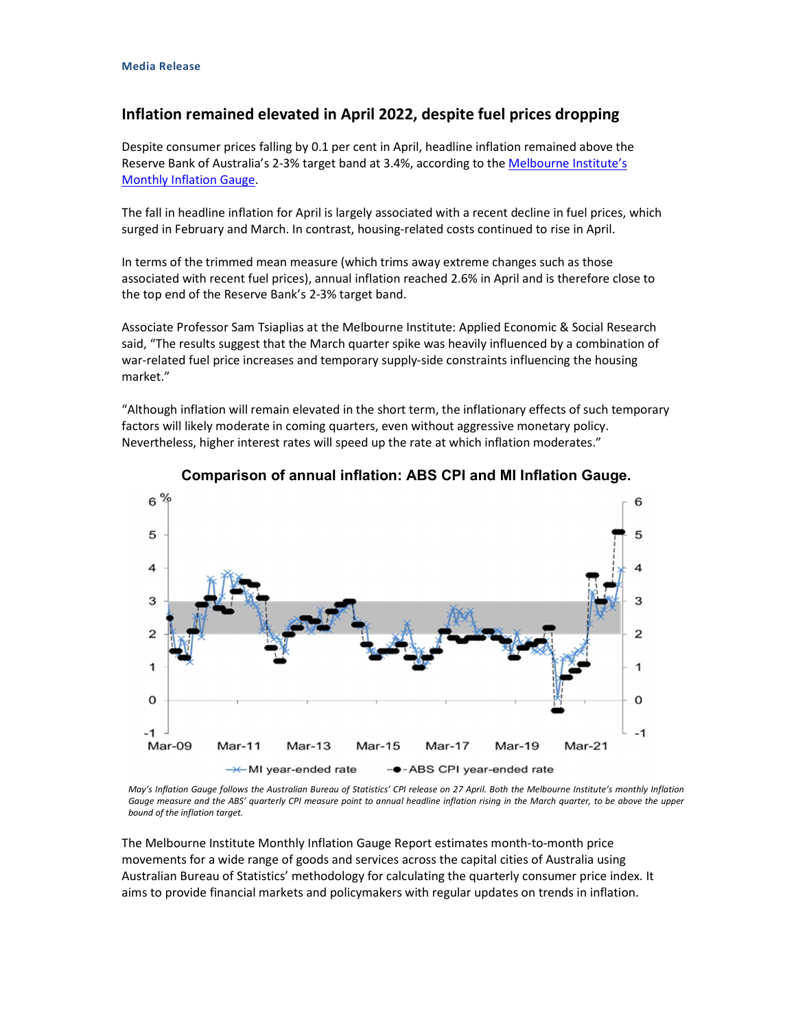Media Release

## Inflation remained elevated in April 2022, despite fuel prices dropping

Despite consumer prices falling by 0.1 per cent in April, headline inflation remained above the Reserve Bank of Australia's 2-3% target band at 3.4%, according to the [Melbourne Institute's Monthly Inflation Gauge](https://melbourneinstitute.unimelb.edu.au/publications/macroeconomic-reports/latest-inflation-gauge).

The fall in headline inflation for April is largely associated with a recent decline in fuel prices, which surged in February and March. In contrast, housing-related costs continued to rise in April.

In terms of the trimmed mean measure (which trims away extreme changes such as those associated with recent fuel prices), annual inflation reached 2.6% in April and is therefore close to the top end of the Reserve Bank's 2-3% target band.

Associate Professor Sam Tsiaplias at the Melbourne Institute: Applied Economic & Social Research said, "The results suggest that the March quarter spike was heavily influenced by a combination of war-related fuel price increases and temporary supply-side constraints influencing the housing market."

"Although inflation will remain elevated in the short term, the inflationary effects of such temporary factors will likely moderate in coming quarters, even without aggressive monetary policy. Nevertheless, higher interest rates will speed up the rate at which inflation moderates."

**Comparison of annual inflation: ABS CPI and MI Inflation Gauge.**

*May's Inflation Gauge follows the Australian Bureau of Statistics' CPI release on 27 April. Both the Melbourne Institute's monthly Inflation Gauge measure and the ABS' quarterly CPI measure point to annual headline inflation rising in the March quarter, to be above the upper bound of the inflation target.*

The Melbourne Institute Monthly Inflation Gauge Report estimates month-to-month price movements for a wide range of goods and services across the capital cities of Australia using Australian Bureau of Statistics' methodology for calculating the quarterly consumer price index. It aims to provide financial markets and policymakers with regular updates on trends in inflation.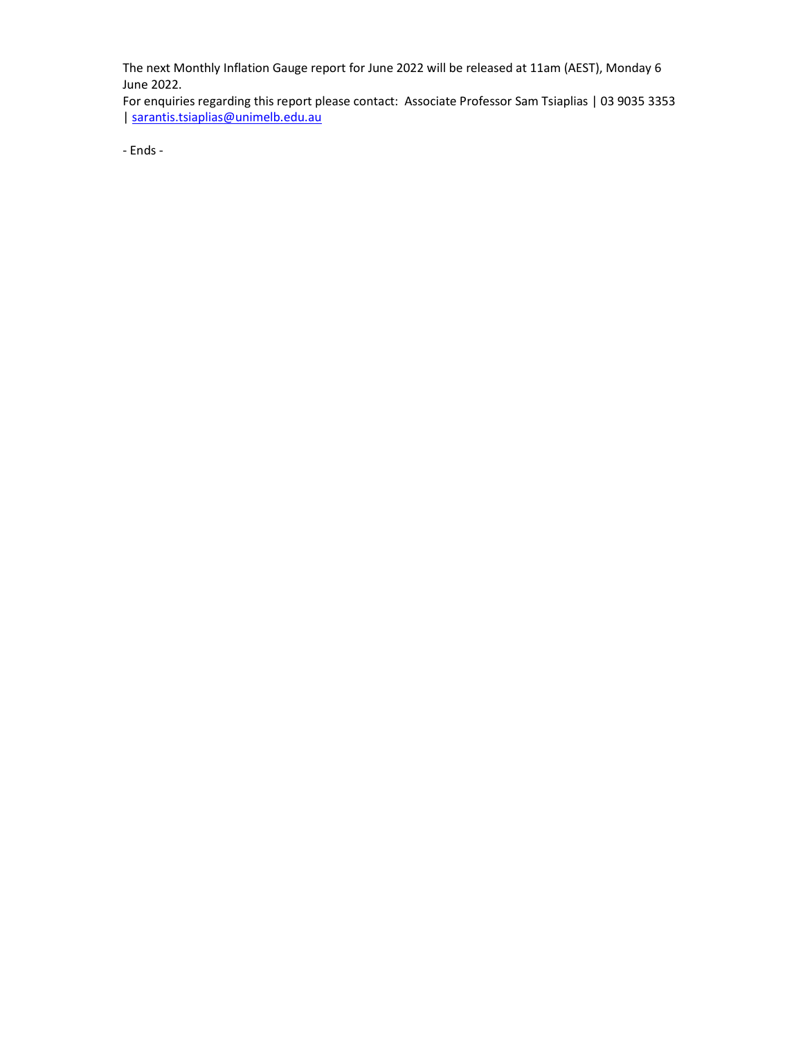The next Monthly Inflation Gauge report for June 2022 will be released at 11am (AEST), Monday 6 June 2022.

For enquiries regarding this report please contact: Associate Professor Sam Tsiaplias | 03 9035 3353 | sarantis.tsiaplias@unimelb.edu.au

- Ends -